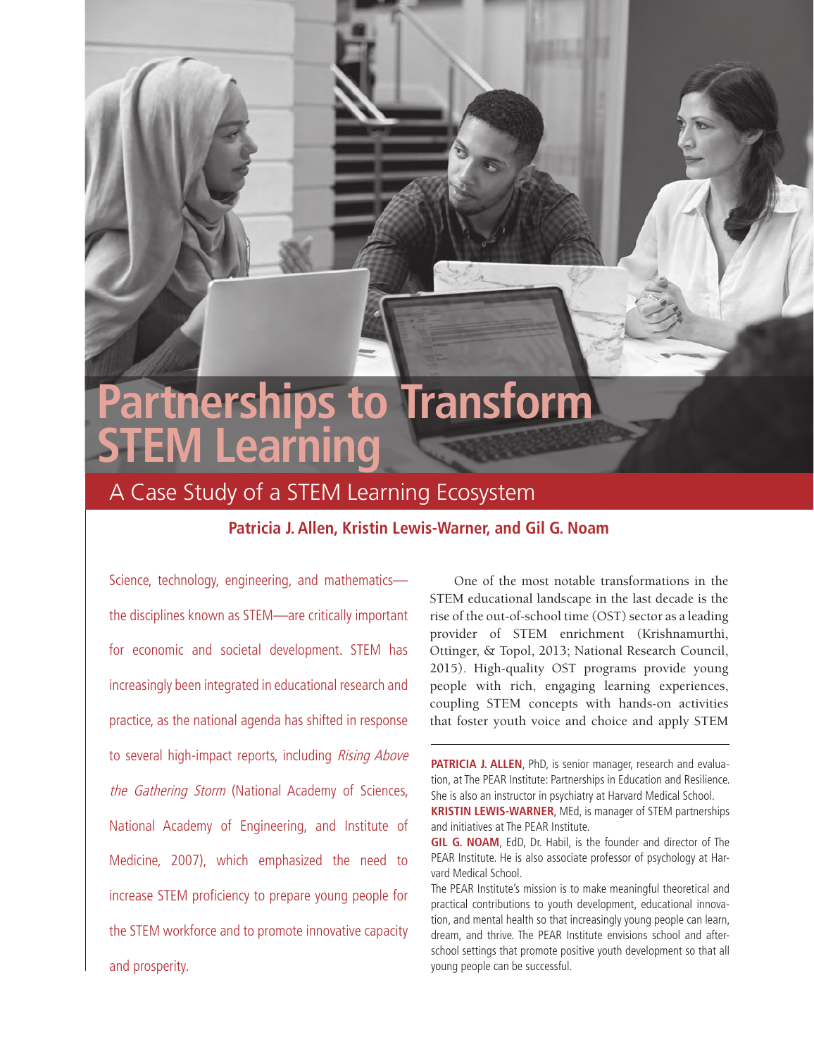# Partnerships to Transform STEM Learning

## A Case Study of a STEM Learning Ecosystem

**Patricia J. Allen, Kristin Lewis-Warner, and Gil G. Noam**

Science, technology, engineering, and mathematics—the disciplines known as STEM—are critically important for economic and societal development. STEM has increasingly been integrated in educational research and practice, as the national agenda has shifted in response to several high-impact reports, including *Rising Above the Gathering Storm* (National Academy of Sciences, National Academy of Engineering, and Institute of Medicine, 2007), which emphasized the need to increase STEM proficiency to prepare young people for the STEM workforce and to promote innovative capacity and prosperity.

One of the most notable transformations in the STEM educational landscape in the last decade is the rise of the out-of-school time (OST) sector as a leading provider of STEM enrichment (Krishnamurthi, Ottinger, & Topol, 2013; National Research Council, 2015). High-quality OST programs provide young people with rich, engaging learning experiences, coupling STEM concepts with hands-on activities that foster youth voice and choice and apply STEM

---

**PATRICIA J. ALLEN**, PhD, is senior manager, research and evaluation, at The PEAR Institute: Partnerships in Education and Resilience. She is also an instructor in psychiatry at Harvard Medical School.

**KRISTIN LEWIS-WARNER**, MEd, is manager of STEM partnerships and initiatives at The PEAR Institute.

**GIL G. NOAM**, EdD, Dr. Habil, is the founder and director of The PEAR Institute. He is also associate professor of psychology at Harvard Medical School.

The PEAR Institute's mission is to make meaningful theoretical and practical contributions to youth development, educational innovation, and mental health so that increasingly young people can learn, dream, and thrive. The PEAR Institute envisions school and afterschool settings that promote positive youth development so that all young people can be successful.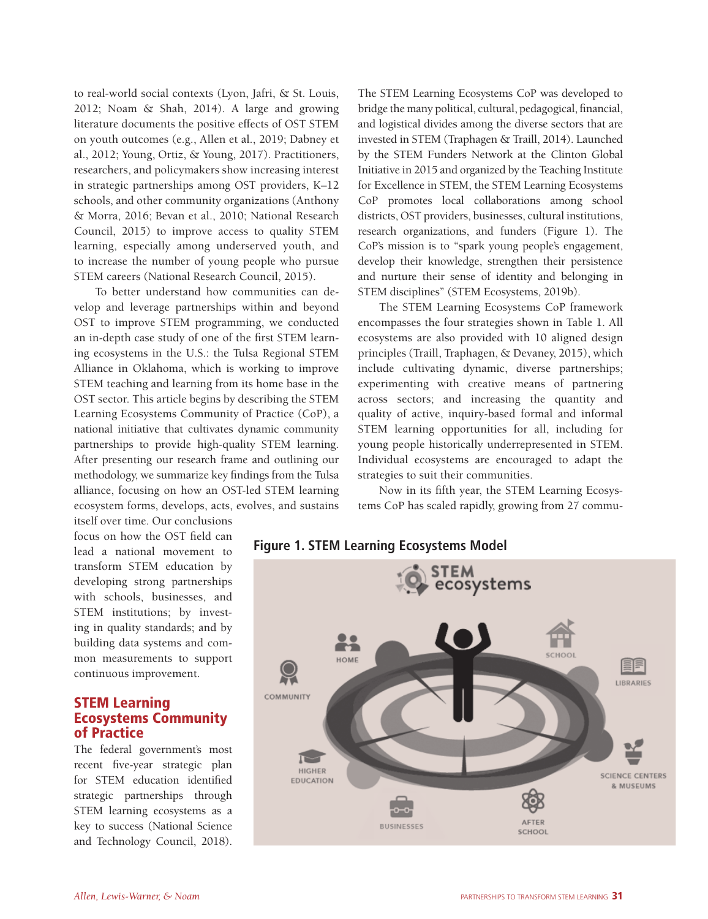to real-world social contexts (Lyon, Jafri, & St. Louis, 2012; Noam & Shah, 2014). A large and growing literature documents the positive effects of OST STEM on youth outcomes (e.g., Allen et al., 2019; Dabney et al., 2012; Young, Ortiz, & Young, 2017). Practitioners, researchers, and policymakers show increasing interest in strategic partnerships among OST providers, K–12 schools, and other community organizations (Anthony & Morra, 2016; Bevan et al., 2010; National Research Council, 2015) to improve access to quality STEM learning, especially among underserved youth, and to increase the number of young people who pursue STEM careers (National Research Council, 2015).

To better understand how communities can develop and leverage partnerships within and beyond OST to improve STEM programming, we conducted an in-depth case study of one of the first STEM learning ecosystems in the U.S.: the Tulsa Regional STEM Alliance in Oklahoma, which is working to improve STEM teaching and learning from its home base in the OST sector. This article begins by describing the STEM Learning Ecosystems Community of Practice (CoP), a national initiative that cultivates dynamic community partnerships to provide high-quality STEM learning. After presenting our research frame and outlining our methodology, we summarize key findings from the Tulsa alliance, focusing on how an OST-led STEM learning ecosystem forms, develops, acts, evolves, and sustains itself over time. Our conclusions focus on how the OST field can lead a national movement to transform STEM education by developing strong partnerships with schools, businesses, and STEM institutions; by investing in quality standards; and by building data systems and common measurements to support continuous improvement.

## STEM Learning Ecosystems Community of Practice

The federal government's most recent five-year strategic plan for STEM education identified strategic partnerships through STEM learning ecosystems as a key to success (National Science and Technology Council, 2018). The STEM Learning Ecosystems CoP was developed to bridge the many political, cultural, pedagogical, financial, and logistical divides among the diverse sectors that are invested in STEM (Traphagen & Traill, 2014). Launched by the STEM Funders Network at the Clinton Global Initiative in 2015 and organized by the Teaching Institute for Excellence in STEM, the STEM Learning Ecosystems CoP promotes local collaborations among school districts, OST providers, businesses, cultural institutions, research organizations, and funders (Figure 1). The CoP's mission is to "spark young people's engagement, develop their knowledge, strengthen their persistence and nurture their sense of identity and belonging in STEM disciplines" (STEM Ecosystems, 2019b).

The STEM Learning Ecosystems CoP framework encompasses the four strategies shown in Table 1. All ecosystems are also provided with 10 aligned design principles (Traill, Traphagen, & Devaney, 2015), which include cultivating dynamic, diverse partnerships; experimenting with creative means of partnering across sectors; and increasing the quantity and quality of active, inquiry-based formal and informal STEM learning opportunities for all, including for young people historically underrepresented in STEM. Individual ecosystems are encouraged to adapt the strategies to suit their communities.

Now in its fifth year, the STEM Learning Ecosystems CoP has scaled rapidly, growing from 27 commu-

**Figure 1. STEM Learning Ecosystems Model**

STEM ecosystems

HOME

SCHOOL

LIBRARIES

COMMUNITY

HIGHER EDUCATION

SCIENCE CENTERS & MUSEUMS

BUSINESSES

AFTER SCHOOL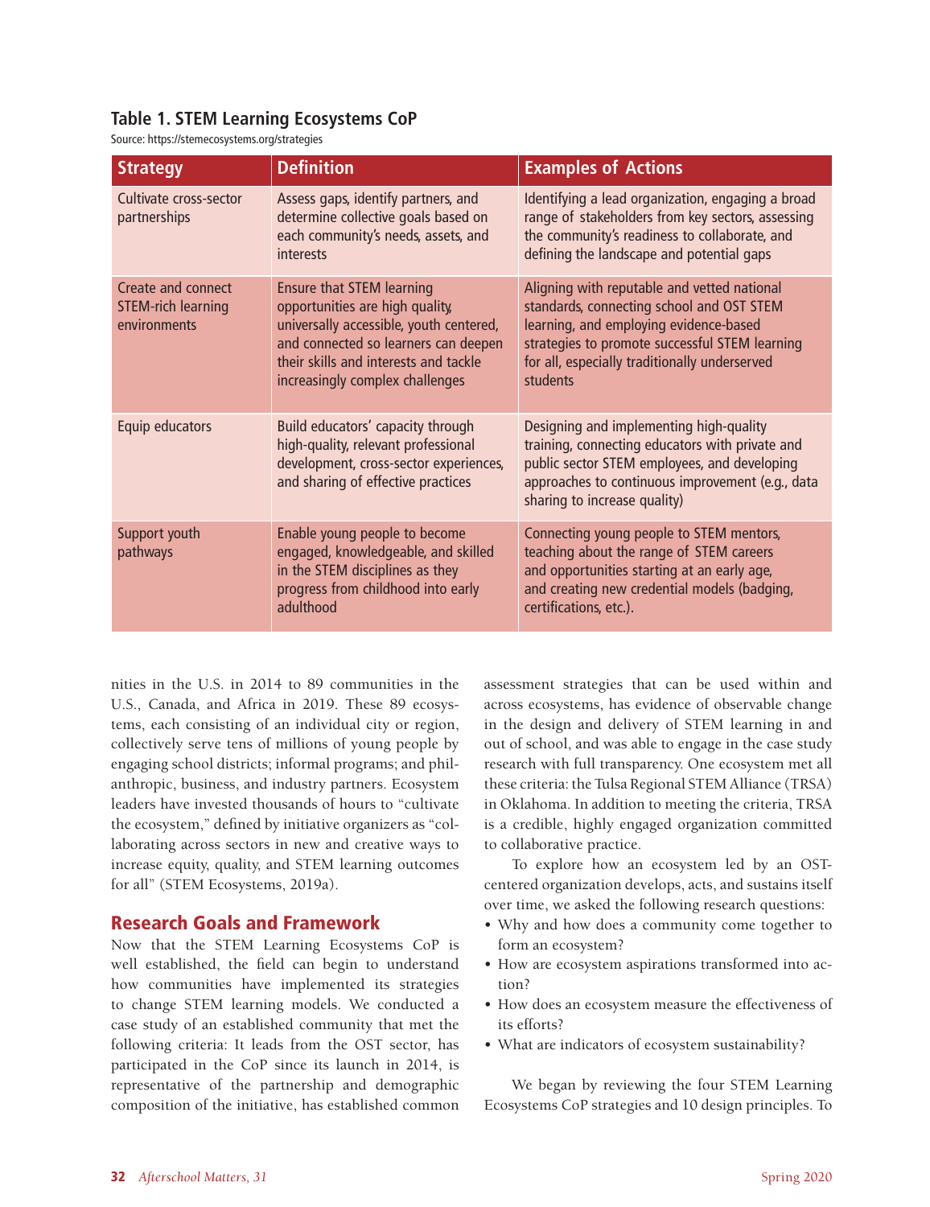**Table 1. STEM Learning Ecosystems CoP**

Source: https://stemecosystems.org/strategies

| Strategy | Definition | Examples of Actions |
|---|---|---|
| Cultivate cross-sector partnerships | Assess gaps, identify partners, and determine collective goals based on each community's needs, assets, and interests | Identifying a lead organization, engaging a broad range of stakeholders from key sectors, assessing the community's readiness to collaborate, and defining the landscape and potential gaps |
| Create and connect STEM-rich learning environments | Ensure that STEM learning opportunities are high quality, universally accessible, youth centered, and connected so learners can deepen their skills and interests and tackle increasingly complex challenges | Aligning with reputable and vetted national standards, connecting school and OST STEM learning, and employing evidence-based strategies to promote successful STEM learning for all, especially traditionally underserved students |
| Equip educators | Build educators' capacity through high-quality, relevant professional development, cross-sector experiences, and sharing of effective practices | Designing and implementing high-quality training, connecting educators with private and public sector STEM employees, and developing approaches to continuous improvement (e.g., data sharing to increase quality) |
| Support youth pathways | Enable young people to become engaged, knowledgeable, and skilled in the STEM disciplines as they progress from childhood into early adulthood | Connecting young people to STEM mentors, teaching about the range of STEM careers and opportunities starting at an early age, and creating new credential models (badging, certifications, etc.). |

nities in the U.S. in 2014 to 89 communities in the U.S., Canada, and Africa in 2019. These 89 ecosystems, each consisting of an individual city or region, collectively serve tens of millions of young people by engaging school districts; informal programs; and philanthropic, business, and industry partners. Ecosystem leaders have invested thousands of hours to "cultivate the ecosystem," defined by initiative organizers as "collaborating across sectors in new and creative ways to increase equity, quality, and STEM learning outcomes for all" (STEM Ecosystems, 2019a).

## Research Goals and Framework

Now that the STEM Learning Ecosystems CoP is well established, the field can begin to understand how communities have implemented its strategies to change STEM learning models. We conducted a case study of an established community that met the following criteria: It leads from the OST sector, has participated in the CoP since its launch in 2014, is representative of the partnership and demographic composition of the initiative, has established common assessment strategies that can be used within and across ecosystems, has evidence of observable change in the design and delivery of STEM learning in and out of school, and was able to engage in the case study research with full transparency. One ecosystem met all these criteria: the Tulsa Regional STEM Alliance (TRSA) in Oklahoma. In addition to meeting the criteria, TRSA is a credible, highly engaged organization committed to collaborative practice.

To explore how an ecosystem led by an OST-centered organization develops, acts, and sustains itself over time, we asked the following research questions:

- Why and how does a community come together to form an ecosystem?
- How are ecosystem aspirations transformed into action?
- How does an ecosystem measure the effectiveness of its efforts?
- What are indicators of ecosystem sustainability?

We began by reviewing the four STEM Learning Ecosystems CoP strategies and 10 design principles. To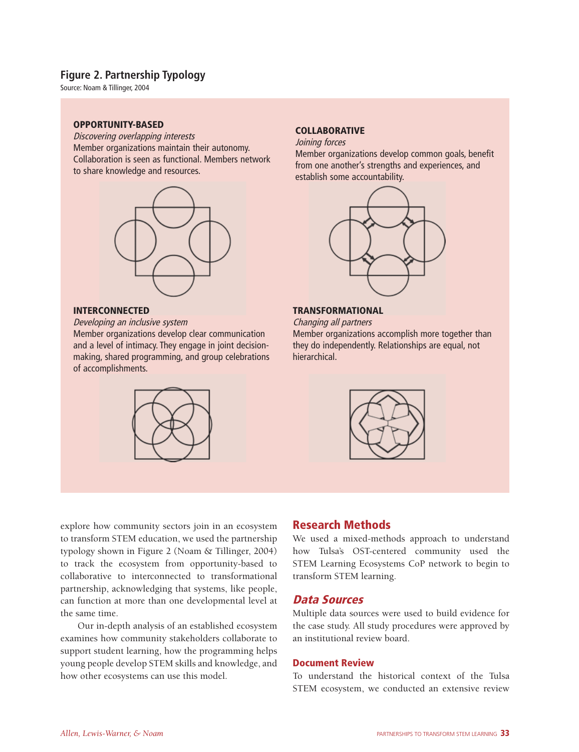**Figure 2. Partnership Typology**

Source: Noam & Tillinger, 2004

**OPPORTUNITY-BASED**

*Discovering overlapping interests*

Member organizations maintain their autonomy. Collaboration is seen as functional. Members network to share knowledge and resources.

**COLLABORATIVE**

*Joining forces*

Member organizations develop common goals, benefit from one another's strengths and experiences, and establish some accountability.

**INTERCONNECTED**

*Developing an inclusive system*

Member organizations develop clear communication and a level of intimacy. They engage in joint decision-making, shared programming, and group celebrations of accomplishments.

**TRANSFORMATIONAL**

*Changing all partners*

Member organizations accomplish more together than they do independently. Relationships are equal, not hierarchical.

explore how community sectors join in an ecosystem to transform STEM education, we used the partnership typology shown in Figure 2 (Noam & Tillinger, 2004) to track the ecosystem from opportunity-based to collaborative to interconnected to transformational partnership, acknowledging that systems, like people, can function at more than one developmental level at the same time.

Our in-depth analysis of an established ecosystem examines how community stakeholders collaborate to support student learning, how the programming helps young people develop STEM skills and knowledge, and how other ecosystems can use this model.

## Research Methods

We used a mixed-methods approach to understand how Tulsa's OST-centered community used the STEM Learning Ecosystems CoP network to begin to transform STEM learning.

### *Data Sources*

Multiple data sources were used to build evidence for the case study. All study procedures were approved by an institutional review board.

#### Document Review

To understand the historical context of the Tulsa STEM ecosystem, we conducted an extensive review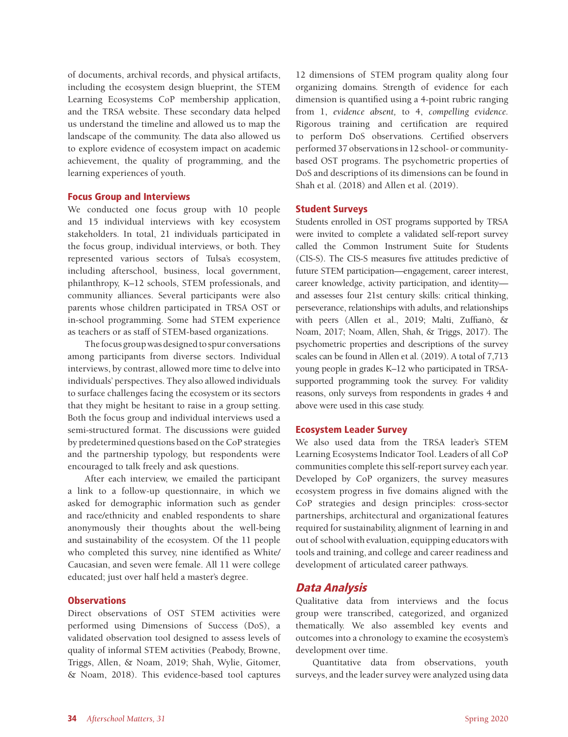of documents, archival records, and physical artifacts, including the ecosystem design blueprint, the STEM Learning Ecosystems CoP membership application, and the TRSA website. These secondary data helped us understand the timeline and allowed us to map the landscape of the community. The data also allowed us to explore evidence of ecosystem impact on academic achievement, the quality of programming, and the learning experiences of youth.

### Focus Group and Interviews

We conducted one focus group with 10 people and 15 individual interviews with key ecosystem stakeholders. In total, 21 individuals participated in the focus group, individual interviews, or both. They represented various sectors of Tulsa's ecosystem, including afterschool, business, local government, philanthropy, K–12 schools, STEM professionals, and community alliances. Several participants were also parents whose children participated in TRSA OST or in-school programming. Some had STEM experience as teachers or as staff of STEM-based organizations.

The focus group was designed to spur conversations among participants from diverse sectors. Individual interviews, by contrast, allowed more time to delve into individuals' perspectives. They also allowed individuals to surface challenges facing the ecosystem or its sectors that they might be hesitant to raise in a group setting. Both the focus group and individual interviews used a semi-structured format. The discussions were guided by predetermined questions based on the CoP strategies and the partnership typology, but respondents were encouraged to talk freely and ask questions.

After each interview, we emailed the participant a link to a follow-up questionnaire, in which we asked for demographic information such as gender and race/ethnicity and enabled respondents to share anonymously their thoughts about the well-being and sustainability of the ecosystem. Of the 11 people who completed this survey, nine identified as White/Caucasian, and seven were female. All 11 were college educated; just over half held a master's degree.

### Observations

Direct observations of OST STEM activities were performed using Dimensions of Success (DoS), a validated observation tool designed to assess levels of quality of informal STEM activities (Peabody, Browne, Triggs, Allen, & Noam, 2019; Shah, Wylie, Gitomer, & Noam, 2018). This evidence-based tool captures 12 dimensions of STEM program quality along four organizing domains. Strength of evidence for each dimension is quantified using a 4-point rubric ranging from 1, *evidence absent,* to 4, *compelling evidence.* Rigorous training and certification are required to perform DoS observations. Certified observers performed 37 observations in 12 school- or community-based OST programs. The psychometric properties of DoS and descriptions of its dimensions can be found in Shah et al. (2018) and Allen et al. (2019).

### Student Surveys

Students enrolled in OST programs supported by TRSA were invited to complete a validated self-report survey called the Common Instrument Suite for Students (CIS-S). The CIS-S measures five attitudes predictive of future STEM participation—engagement, career interest, career knowledge, activity participation, and identity—and assesses four 21st century skills: critical thinking, perseverance, relationships with adults, and relationships with peers (Allen et al., 2019; Malti, Zuffianò, & Noam, 2017; Noam, Allen, Shah, & Triggs, 2017). The psychometric properties and descriptions of the survey scales can be found in Allen et al. (2019). A total of 7,713 young people in grades K–12 who participated in TRSA-supported programming took the survey. For validity reasons, only surveys from respondents in grades 4 and above were used in this case study.

### Ecosystem Leader Survey

We also used data from the TRSA leader's STEM Learning Ecosystems Indicator Tool. Leaders of all CoP communities complete this self-report survey each year. Developed by CoP organizers, the survey measures ecosystem progress in five domains aligned with the CoP strategies and design principles: cross-sector partnerships, architectural and organizational features required for sustainability, alignment of learning in and out of school with evaluation, equipping educators with tools and training, and college and career readiness and development of articulated career pathways.

## Data Analysis

Qualitative data from interviews and the focus group were transcribed, categorized, and organized thematically. We also assembled key events and outcomes into a chronology to examine the ecosystem's development over time.

Quantitative data from observations, youth surveys, and the leader survey were analyzed using data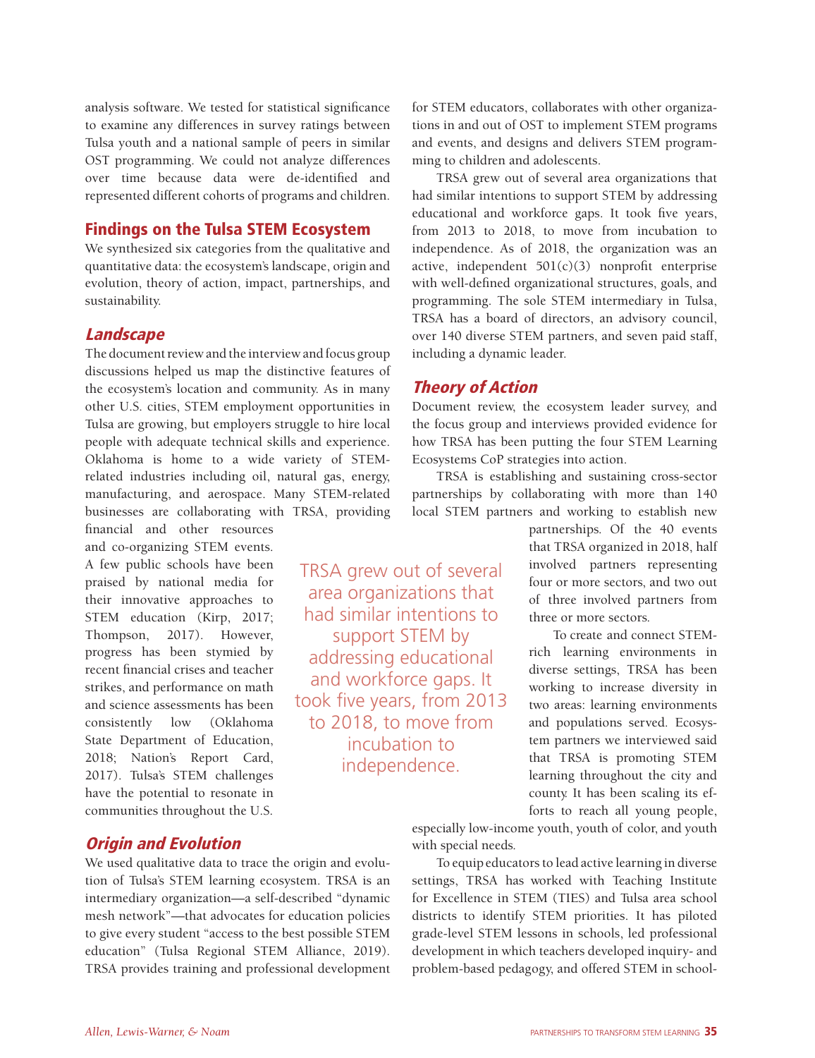analysis software. We tested for statistical significance to examine any differences in survey ratings between Tulsa youth and a national sample of peers in similar OST programming. We could not analyze differences over time because data were de-identified and represented different cohorts of programs and children.

## Findings on the Tulsa STEM Ecosystem

We synthesized six categories from the qualitative and quantitative data: the ecosystem's landscape, origin and evolution, theory of action, impact, partnerships, and sustainability.

### *Landscape*

The document review and the interview and focus group discussions helped us map the distinctive features of the ecosystem's location and community. As in many other U.S. cities, STEM employment opportunities in Tulsa are growing, but employers struggle to hire local people with adequate technical skills and experience. Oklahoma is home to a wide variety of STEM-related industries including oil, natural gas, energy, manufacturing, and aerospace. Many STEM-related businesses are collaborating with TRSA, providing financial and other resources and co-organizing STEM events. A few public schools have been praised by national media for their innovative approaches to STEM education (Kirp, 2017; Thompson, 2017). However, progress has been stymied by recent financial crises and teacher strikes, and performance on math and science assessments has been consistently low (Oklahoma State Department of Education, 2018; Nation's Report Card, 2017). Tulsa's STEM challenges have the potential to resonate in communities throughout the U.S.

### *Origin and Evolution*

We used qualitative data to trace the origin and evolution of Tulsa's STEM learning ecosystem. TRSA is an intermediary organization—a self-described "dynamic mesh network"—that advocates for education policies to give every student "access to the best possible STEM education" (Tulsa Regional STEM Alliance, 2019). TRSA provides training and professional development for STEM educators, collaborates with other organizations in and out of OST to implement STEM programs and events, and designs and delivers STEM programming to children and adolescents.

TRSA grew out of several area organizations that had similar intentions to support STEM by addressing educational and workforce gaps. It took five years, from 2013 to 2018, to move from incubation to independence. As of 2018, the organization was an active, independent 501(c)(3) nonprofit enterprise with well-defined organizational structures, goals, and programming. The sole STEM intermediary in Tulsa, TRSA has a board of directors, an advisory council, over 140 diverse STEM partners, and seven paid staff, including a dynamic leader.

> TRSA grew out of several area organizations that had similar intentions to support STEM by addressing educational and workforce gaps. It took five years, from 2013 to 2018, to move from incubation to independence.

### *Theory of Action*

Document review, the ecosystem leader survey, and the focus group and interviews provided evidence for how TRSA has been putting the four STEM Learning Ecosystems CoP strategies into action.

TRSA is establishing and sustaining cross-sector partnerships by collaborating with more than 140 local STEM partners and working to establish new partnerships. Of the 40 events that TRSA organized in 2018, half involved partners representing four or more sectors, and two out of three involved partners from three or more sectors.

To create and connect STEM-rich learning environments in diverse settings, TRSA has been working to increase diversity in two areas: learning environments and populations served. Ecosystem partners we interviewed said that TRSA is promoting STEM learning throughout the city and county. It has been scaling its efforts to reach all young people, especially low-income youth, youth of color, and youth with special needs.

To equip educators to lead active learning in diverse settings, TRSA has worked with Teaching Institute for Excellence in STEM (TIES) and Tulsa area school districts to identify STEM priorities. It has piloted grade-level STEM lessons in schools, led professional development in which teachers developed inquiry- and problem-based pedagogy, and offered STEM in school-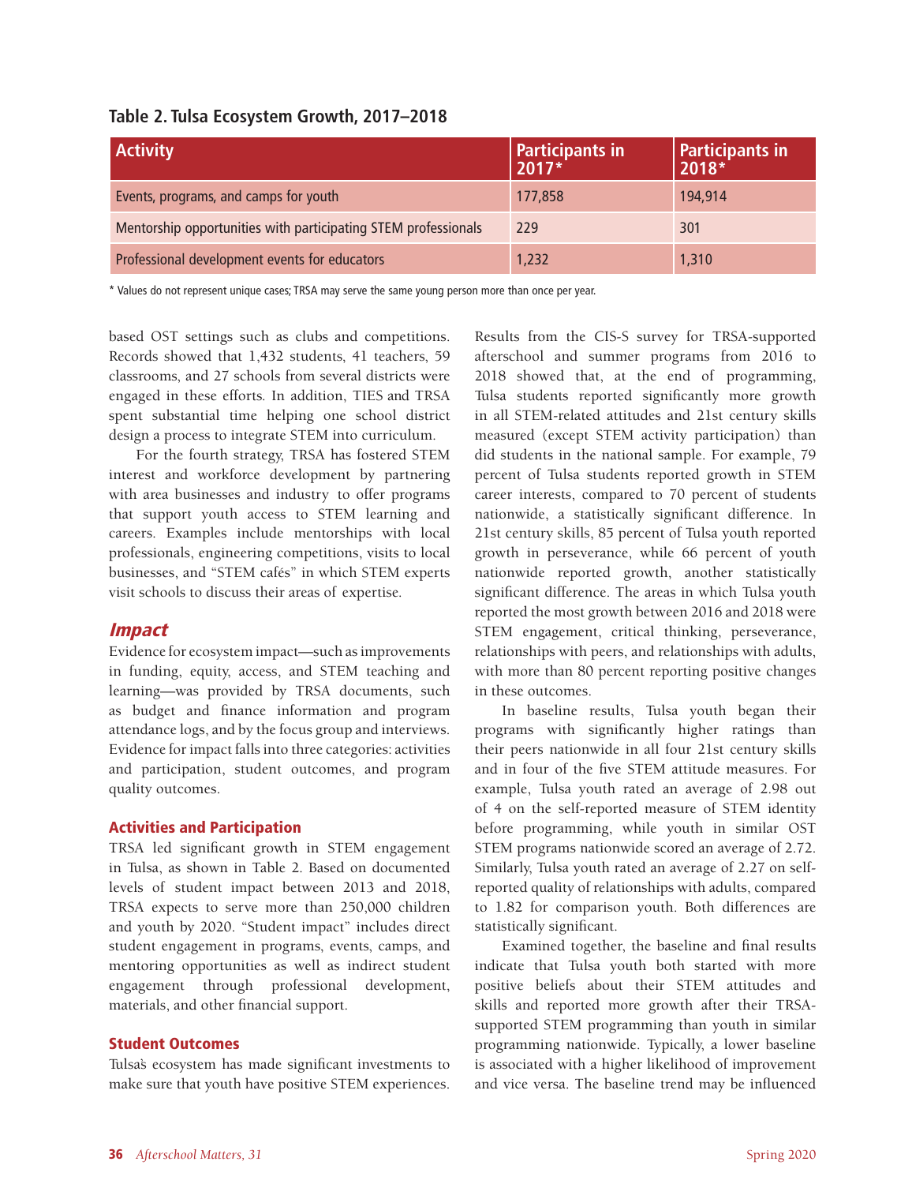**Table 2. Tulsa Ecosystem Growth, 2017–2018**

| Activity | Participants in 2017* | Participants in 2018* |
|---|---|---|
| Events, programs, and camps for youth | 177,858 | 194,914 |
| Mentorship opportunities with participating STEM professionals | 229 | 301 |
| Professional development events for educators | 1,232 | 1,310 |

* Values do not represent unique cases; TRSA may serve the same young person more than once per year.

based OST settings such as clubs and competitions. Records showed that 1,432 students, 41 teachers, 59 classrooms, and 27 schools from several districts were engaged in these efforts. In addition, TIES and TRSA spent substantial time helping one school district design a process to integrate STEM into curriculum.

For the fourth strategy, TRSA has fostered STEM interest and workforce development by partnering with area businesses and industry to offer programs that support youth access to STEM learning and careers. Examples include mentorships with local professionals, engineering competitions, visits to local businesses, and "STEM cafés" in which STEM experts visit schools to discuss their areas of expertise.

## *Impact*

Evidence for ecosystem impact—such as improvements in funding, equity, access, and STEM teaching and learning—was provided by TRSA documents, such as budget and finance information and program attendance logs, and by the focus group and interviews. Evidence for impact falls into three categories: activities and participation, student outcomes, and program quality outcomes.

### Activities and Participation

TRSA led significant growth in STEM engagement in Tulsa, as shown in Table 2. Based on documented levels of student impact between 2013 and 2018, TRSA expects to serve more than 250,000 children and youth by 2020. "Student impact" includes direct student engagement in programs, events, camps, and mentoring opportunities as well as indirect student engagement through professional development, materials, and other financial support.

### Student Outcomes

Tulsa's ecosystem has made significant investments to make sure that youth have positive STEM experiences. Results from the CIS-S survey for TRSA-supported afterschool and summer programs from 2016 to 2018 showed that, at the end of programming, Tulsa students reported significantly more growth in all STEM-related attitudes and 21st century skills measured (except STEM activity participation) than did students in the national sample. For example, 79 percent of Tulsa students reported growth in STEM career interests, compared to 70 percent of students nationwide, a statistically significant difference. In 21st century skills, 85 percent of Tulsa youth reported growth in perseverance, while 66 percent of youth nationwide reported growth, another statistically significant difference. The areas in which Tulsa youth reported the most growth between 2016 and 2018 were STEM engagement, critical thinking, perseverance, relationships with peers, and relationships with adults, with more than 80 percent reporting positive changes in these outcomes.

In baseline results, Tulsa youth began their programs with significantly higher ratings than their peers nationwide in all four 21st century skills and in four of the five STEM attitude measures. For example, Tulsa youth rated an average of 2.98 out of 4 on the self-reported measure of STEM identity before programming, while youth in similar OST STEM programs nationwide scored an average of 2.72. Similarly, Tulsa youth rated an average of 2.27 on self-reported quality of relationships with adults, compared to 1.82 for comparison youth. Both differences are statistically significant.

Examined together, the baseline and final results indicate that Tulsa youth both started with more positive beliefs about their STEM attitudes and skills and reported more growth after their TRSA-supported STEM programming than youth in similar programming nationwide. Typically, a lower baseline is associated with a higher likelihood of improvement and vice versa. The baseline trend may be influenced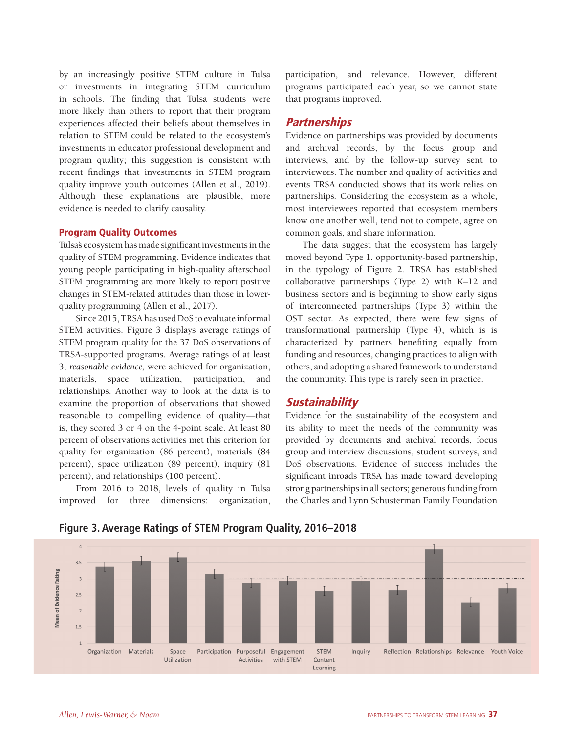by an increasingly positive STEM culture in Tulsa or investments in integrating STEM curriculum in schools. The finding that Tulsa students were more likely than others to report that their program experiences affected their beliefs about themselves in relation to STEM could be related to the ecosystem's investments in educator professional development and program quality; this suggestion is consistent with recent findings that investments in STEM program quality improve youth outcomes (Allen et al., 2019). Although these explanations are plausible, more evidence is needed to clarify causality.

### Program Quality Outcomes

Tulsa's ecosystem has made significant investments in the quality of STEM programming. Evidence indicates that young people participating in high-quality afterschool STEM programming are more likely to report positive changes in STEM-related attitudes than those in lower-quality programming (Allen et al., 2017).

Since 2015, TRSA has used DoS to evaluate informal STEM activities. Figure 3 displays average ratings of STEM program quality for the 37 DoS observations of TRSA-supported programs. Average ratings of at least 3, *reasonable evidence,* were achieved for organization, materials, space utilization, participation, and relationships. Another way to look at the data is to examine the proportion of observations that showed reasonable to compelling evidence of quality—that is, they scored 3 or 4 on the 4-point scale. At least 80 percent of observations activities met this criterion for quality for organization (86 percent), materials (84 percent), space utilization (89 percent), inquiry (81 percent), and relationships (100 percent).

From 2016 to 2018, levels of quality in Tulsa improved for three dimensions: organization, participation, and relevance. However, different programs participated each year, so we cannot state that programs improved.

## Partnerships

Evidence on partnerships was provided by documents and archival records, by the focus group and interviews, and by the follow-up survey sent to interviewees. The number and quality of activities and events TRSA conducted shows that its work relies on partnerships. Considering the ecosystem as a whole, most interviewees reported that ecosystem members know one another well, tend not to compete, agree on common goals, and share information.

The data suggest that the ecosystem has largely moved beyond Type 1, opportunity-based partnership, in the typology of Figure 2. TRSA has established collaborative partnerships (Type 2) with K–12 and business sectors and is beginning to show early signs of interconnected partnerships (Type 3) within the OST sector. As expected, there were few signs of transformational partnership (Type 4), which is is characterized by partners benefiting equally from funding and resources, changing practices to align with others, and adopting a shared framework to understand the community. This type is rarely seen in practice.

## Sustainability

Evidence for the sustainability of the ecosystem and its ability to meet the needs of the community was provided by documents and archival records, focus group and interview discussions, student surveys, and DoS observations. Evidence of success includes the significant inroads TRSA has made toward developing strong partnerships in all sectors; generous funding from the Charles and Lynn Schusterman Family Foundation

**Figure 3. Average Ratings of STEM Program Quality, 2016–2018**

Mean of Evidence Rating

4
3.5
3
2.5
2
1.5
1

Organization
Materials
Space Utilization
Participation
Purposeful Activities
Engagement with STEM
STEM Content Learning
Inquiry
Reflection
Relationships
Relevance
Youth Voice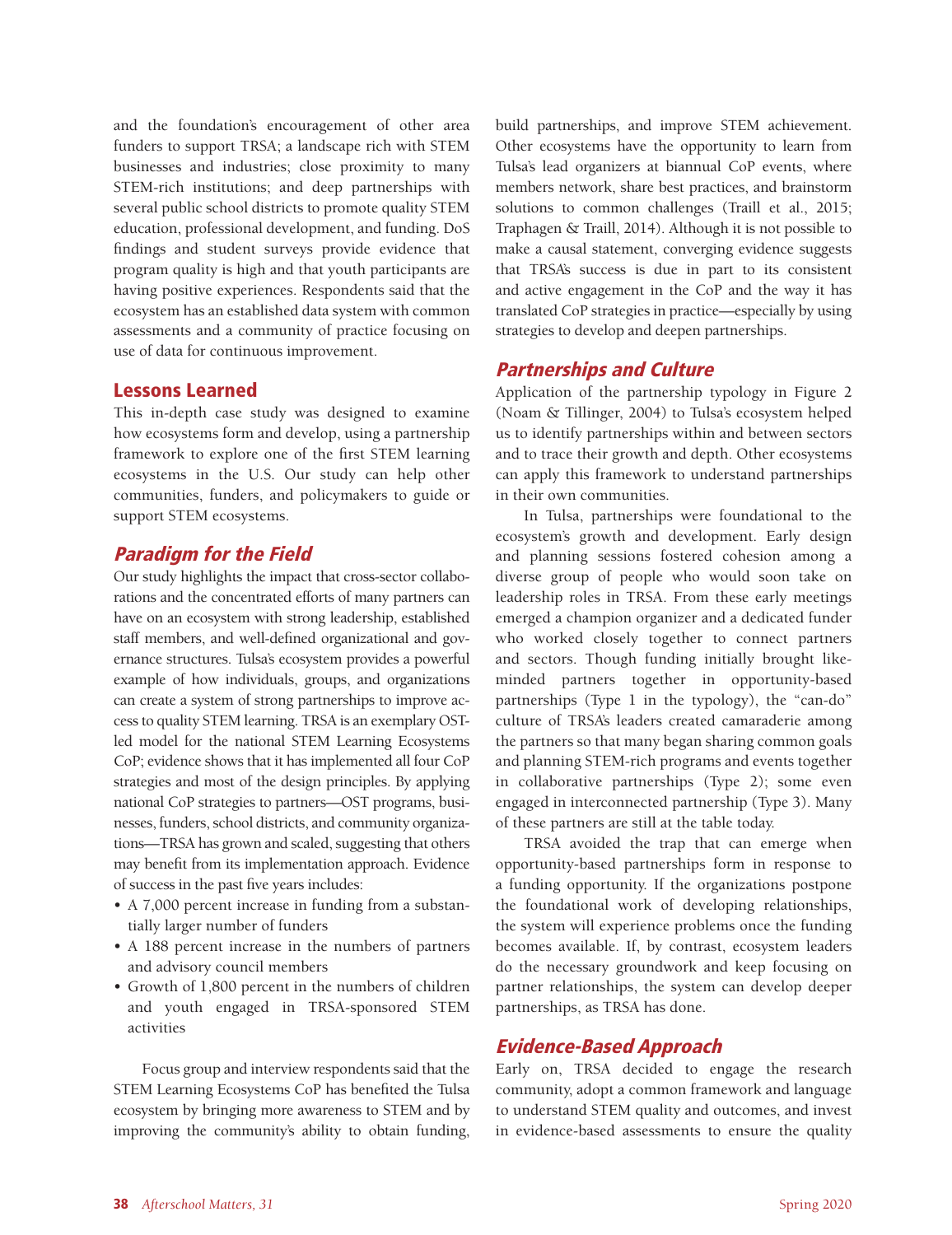and the foundation's encouragement of other area funders to support TRSA; a landscape rich with STEM businesses and industries; close proximity to many STEM-rich institutions; and deep partnerships with several public school districts to promote quality STEM education, professional development, and funding. DoS findings and student surveys provide evidence that program quality is high and that youth participants are having positive experiences. Respondents said that the ecosystem has an established data system with common assessments and a community of practice focusing on use of data for continuous improvement.

## Lessons Learned

This in-depth case study was designed to examine how ecosystems form and develop, using a partnership framework to explore one of the first STEM learning ecosystems in the U.S. Our study can help other communities, funders, and policymakers to guide or support STEM ecosystems.

### *Paradigm for the Field*

Our study highlights the impact that cross-sector collaborations and the concentrated efforts of many partners can have on an ecosystem with strong leadership, established staff members, and well-defined organizational and governance structures. Tulsa's ecosystem provides a powerful example of how individuals, groups, and organizations can create a system of strong partnerships to improve access to quality STEM learning. TRSA is an exemplary OST-led model for the national STEM Learning Ecosystems CoP; evidence shows that it has implemented all four CoP strategies and most of the design principles. By applying national CoP strategies to partners—OST programs, businesses, funders, school districts, and community organizations—TRSA has grown and scaled, suggesting that others may benefit from its implementation approach. Evidence of success in the past five years includes:

- A 7,000 percent increase in funding from a substantially larger number of funders
- A 188 percent increase in the numbers of partners and advisory council members
- Growth of 1,800 percent in the numbers of children and youth engaged in TRSA-sponsored STEM activities

Focus group and interview respondents said that the STEM Learning Ecosystems CoP has benefited the Tulsa ecosystem by bringing more awareness to STEM and by improving the community's ability to obtain funding, build partnerships, and improve STEM achievement. Other ecosystems have the opportunity to learn from Tulsa's lead organizers at biannual CoP events, where members network, share best practices, and brainstorm solutions to common challenges (Traill et al., 2015; Traphagen & Traill, 2014). Although it is not possible to make a causal statement, converging evidence suggests that TRSA's success is due in part to its consistent and active engagement in the CoP and the way it has translated CoP strategies in practice—especially by using strategies to develop and deepen partnerships.

### *Partnerships and Culture*

Application of the partnership typology in Figure 2 (Noam & Tillinger, 2004) to Tulsa's ecosystem helped us to identify partnerships within and between sectors and to trace their growth and depth. Other ecosystems can apply this framework to understand partnerships in their own communities.

In Tulsa, partnerships were foundational to the ecosystem's growth and development. Early design and planning sessions fostered cohesion among a diverse group of people who would soon take on leadership roles in TRSA. From these early meetings emerged a champion organizer and a dedicated funder who worked closely together to connect partners and sectors. Though funding initially brought like-minded partners together in opportunity-based partnerships (Type 1 in the typology), the "can-do" culture of TRSA's leaders created camaraderie among the partners so that many began sharing common goals and planning STEM-rich programs and events together in collaborative partnerships (Type 2); some even engaged in interconnected partnership (Type 3). Many of these partners are still at the table today.

TRSA avoided the trap that can emerge when opportunity-based partnerships form in response to a funding opportunity. If the organizations postpone the foundational work of developing relationships, the system will experience problems once the funding becomes available. If, by contrast, ecosystem leaders do the necessary groundwork and keep focusing on partner relationships, the system can develop deeper partnerships, as TRSA has done.

### *Evidence-Based Approach*

Early on, TRSA decided to engage the research community, adopt a common framework and language to understand STEM quality and outcomes, and invest in evidence-based assessments to ensure the quality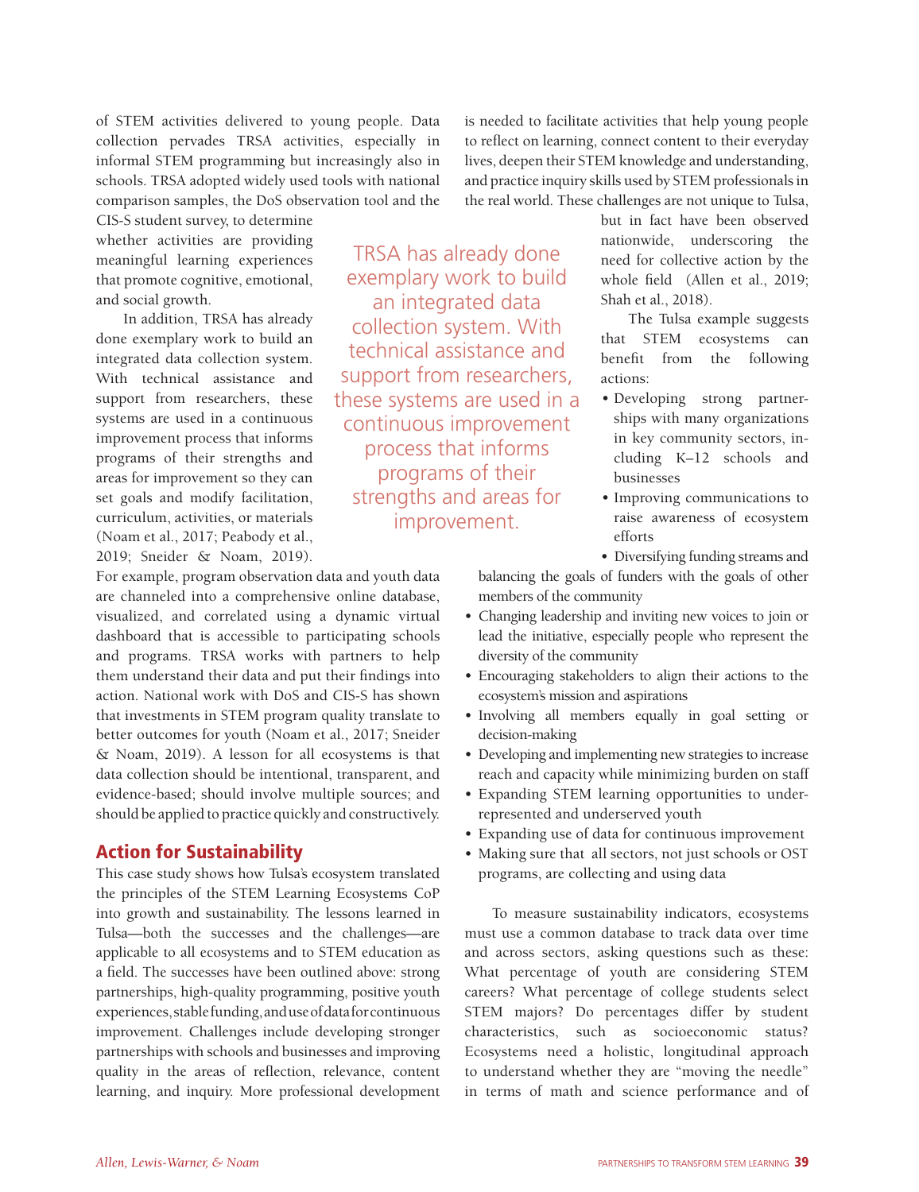of STEM activities delivered to young people. Data collection pervades TRSA activities, especially in informal STEM programming but increasingly also in schools. TRSA adopted widely used tools with national comparison samples, the DoS observation tool and the CIS-S student survey, to determine whether activities are providing meaningful learning experiences that promote cognitive, emotional, and social growth.

In addition, TRSA has already done exemplary work to build an integrated data collection system. With technical assistance and support from researchers, these systems are used in a continuous improvement process that informs programs of their strengths and areas for improvement so they can set goals and modify facilitation, curriculum, activities, or materials (Noam et al., 2017; Peabody et al., 2019; Sneider & Noam, 2019). For example, program observation data and youth data are channeled into a comprehensive online database, visualized, and correlated using a dynamic virtual dashboard that is accessible to participating schools and programs. TRSA works with partners to help them understand their data and put their findings into action. National work with DoS and CIS-S has shown that investments in STEM program quality translate to better outcomes for youth (Noam et al., 2017; Sneider & Noam, 2019). A lesson for all ecosystems is that data collection should be intentional, transparent, and evidence-based; should involve multiple sources; and should be applied to practice quickly and constructively.

> TRSA has already done exemplary work to build an integrated data collection system. With technical assistance and support from researchers, these systems are used in a continuous improvement process that informs programs of their strengths and areas for improvement.

## Action for Sustainability

This case study shows how Tulsa's ecosystem translated the principles of the STEM Learning Ecosystems CoP into growth and sustainability. The lessons learned in Tulsa—both the successes and the challenges—are applicable to all ecosystems and to STEM education as a field. The successes have been outlined above: strong partnerships, high-quality programming, positive youth experiences, stable funding, and use of data for continuous improvement. Challenges include developing stronger partnerships with schools and businesses and improving quality in the areas of reflection, relevance, content learning, and inquiry. More professional development is needed to facilitate activities that help young people to reflect on learning, connect content to their everyday lives, deepen their STEM knowledge and understanding, and practice inquiry skills used by STEM professionals in the real world. These challenges are not unique to Tulsa, but in fact have been observed nationwide, underscoring the need for collective action by the whole field (Allen et al., 2019; Shah et al., 2018).

The Tulsa example suggests that STEM ecosystems can benefit from the following actions:

- Developing strong partnerships with many organizations in key community sectors, including K–12 schools and businesses
- Improving communications to raise awareness of ecosystem efforts
- Diversifying funding streams and balancing the goals of funders with the goals of other members of the community
- Changing leadership and inviting new voices to join or lead the initiative, especially people who represent the diversity of the community
- Encouraging stakeholders to align their actions to the ecosystem's mission and aspirations
- Involving all members equally in goal setting or decision-making
- Developing and implementing new strategies to increase reach and capacity while minimizing burden on staff
- Expanding STEM learning opportunities to underrepresented and underserved youth
- Expanding use of data for continuous improvement
- Making sure that all sectors, not just schools or OST programs, are collecting and using data

To measure sustainability indicators, ecosystems must use a common database to track data over time and across sectors, asking questions such as these: What percentage of youth are considering STEM careers? What percentage of college students select STEM majors? Do percentages differ by student characteristics, such as socioeconomic status? Ecosystems need a holistic, longitudinal approach to understand whether they are "moving the needle" in terms of math and science performance and of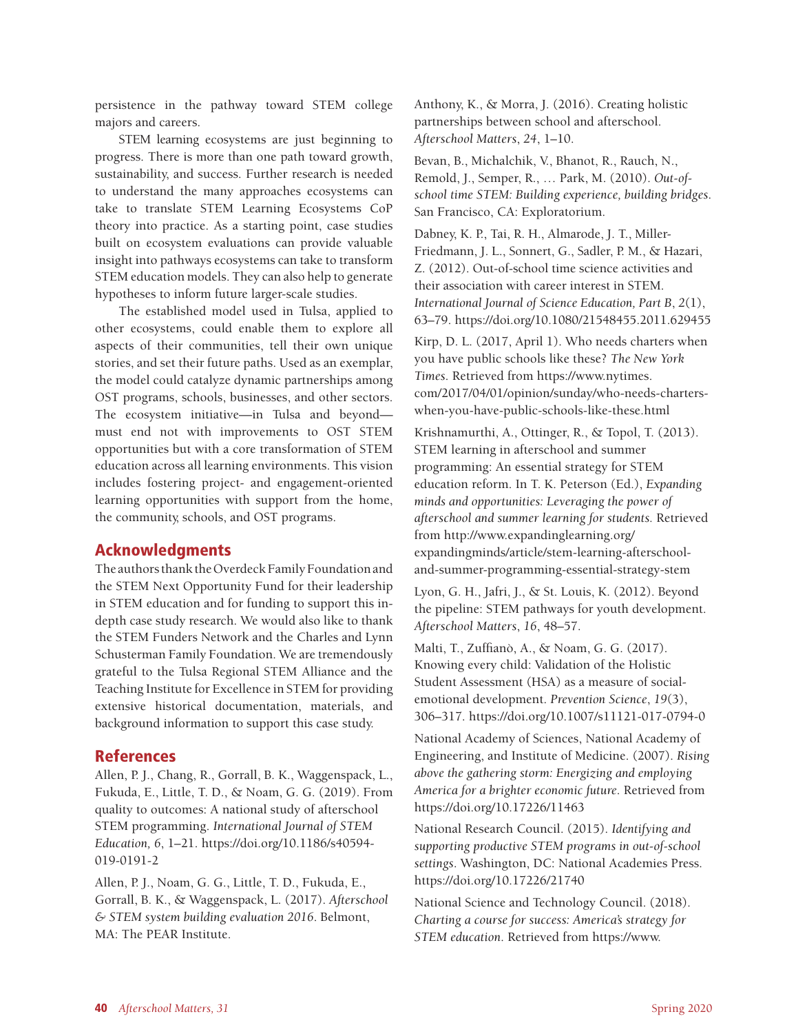persistence in the pathway toward STEM college majors and careers.

STEM learning ecosystems are just beginning to progress. There is more than one path toward growth, sustainability, and success. Further research is needed to understand the many approaches ecosystems can take to translate STEM Learning Ecosystems CoP theory into practice. As a starting point, case studies built on ecosystem evaluations can provide valuable insight into pathways ecosystems can take to transform STEM education models. They can also help to generate hypotheses to inform future larger-scale studies.

The established model used in Tulsa, applied to other ecosystems, could enable them to explore all aspects of their communities, tell their own unique stories, and set their future paths. Used as an exemplar, the model could catalyze dynamic partnerships among OST programs, schools, businesses, and other sectors. The ecosystem initiative—in Tulsa and beyond—must end not with improvements to OST STEM opportunities but with a core transformation of STEM education across all learning environments. This vision includes fostering project- and engagement-oriented learning opportunities with support from the home, the community, schools, and OST programs.

## Acknowledgments

The authors thank the Overdeck Family Foundation and the STEM Next Opportunity Fund for their leadership in STEM education and for funding to support this in-depth case study research. We would also like to thank the STEM Funders Network and the Charles and Lynn Schusterman Family Foundation. We are tremendously grateful to the Tulsa Regional STEM Alliance and the Teaching Institute for Excellence in STEM for providing extensive historical documentation, materials, and background information to support this case study.

## References

Allen, P. J., Chang, R., Gorrall, B. K., Waggenspack, L., Fukuda, E., Little, T. D., & Noam, G. G. (2019). From quality to outcomes: A national study of afterschool STEM programming. *International Journal of STEM Education, 6*, 1–21. https://doi.org/10.1186/s40594-019-0191-2

Allen, P. J., Noam, G. G., Little, T. D., Fukuda, E., Gorrall, B. K., & Waggenspack, L. (2017). *Afterschool & STEM system building evaluation 2016*. Belmont, MA: The PEAR Institute.

Anthony, K., & Morra, J. (2016). Creating holistic partnerships between school and afterschool. *Afterschool Matters*, *24*, 1–10.

Bevan, B., Michalchik, V., Bhanot, R., Rauch, N., Remold, J., Semper, R., … Park, M. (2010). *Out-of-school time STEM: Building experience, building bridges*. San Francisco, CA: Exploratorium.

Dabney, K. P., Tai, R. H., Almarode, J. T., Miller-Friedmann, J. L., Sonnert, G., Sadler, P. M., & Hazari, Z. (2012). Out-of-school time science activities and their association with career interest in STEM. *International Journal of Science Education, Part B*, *2*(1), 63–79. https://doi.org/10.1080/21548455.2011.629455

Kirp, D. L. (2017, April 1). Who needs charters when you have public schools like these? *The New York Times*. Retrieved from https://www.nytimes.com/2017/04/01/opinion/sunday/who-needs-charters-when-you-have-public-schools-like-these.html

Krishnamurthi, A., Ottinger, R., & Topol, T. (2013). STEM learning in afterschool and summer programming: An essential strategy for STEM education reform. In T. K. Peterson (Ed.), *Expanding minds and opportunities: Leveraging the power of afterschool and summer learning for students.* Retrieved from http://www.expandinglearning.org/expandingminds/article/stem-learning-afterschool-and-summer-programming-essential-strategy-stem

Lyon, G. H., Jafri, J., & St. Louis, K. (2012). Beyond the pipeline: STEM pathways for youth development. *Afterschool Matters*, *16*, 48–57.

Malti, T., Zuffianò, A., & Noam, G. G. (2017). Knowing every child: Validation of the Holistic Student Assessment (HSA) as a measure of social-emotional development. *Prevention Science*, *19*(3), 306–317. https://doi.org/10.1007/s11121-017-0794-0

National Academy of Sciences, National Academy of Engineering, and Institute of Medicine. (2007). *Rising above the gathering storm: Energizing and employing America for a brighter economic future*. Retrieved from https://doi.org/10.17226/11463

National Research Council. (2015). *Identifying and supporting productive STEM programs in out-of-school settings*. Washington, DC: National Academies Press. https://doi.org/10.17226/21740

National Science and Technology Council. (2018). *Charting a course for success: America's strategy for STEM education*. Retrieved from https://www.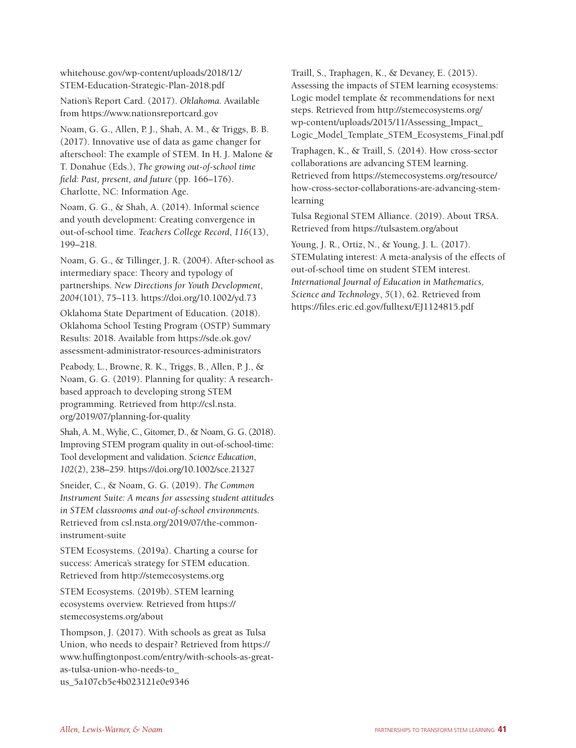whitehouse.gov/wp-content/uploads/2018/12/STEM-Education-Strategic-Plan-2018.pdf

Nation's Report Card. (2017). *Oklahoma.* Available from https://www.nationsreportcard.gov

Noam, G. G., Allen, P. J., Shah, A. M., & Triggs, B. B. (2017). Innovative use of data as game changer for afterschool: The example of STEM. In H. J. Malone & T. Donahue (Eds.), *The growing out-of-school time field: Past, present, and future* (pp. 166–176). Charlotte, NC: Information Age.

Noam, G. G., & Shah, A. (2014). Informal science and youth development: Creating convergence in out-of-school time. *Teachers College Record*, *116*(13), 199–218.

Noam, G. G., & Tillinger, J. R. (2004). After-school as intermediary space: Theory and typology of partnerships. *New Directions for Youth Development*, *2004*(101), 75–113. https://doi.org/10.1002/yd.73

Oklahoma State Department of Education. (2018). Oklahoma School Testing Program (OSTP) Summary Results: 2018. Available from https://sde.ok.gov/assessment-administrator-resources-administrators

Peabody, L., Browne, R. K., Triggs, B., Allen, P. J., & Noam, G. G. (2019). Planning for quality: A research-based approach to developing strong STEM programming. Retrieved from http://csl.nsta.org/2019/07/planning-for-quality

Shah, A. M., Wylie, C., Gitomer, D., & Noam, G. G. (2018). Improving STEM program quality in out-of-school-time: Tool development and validation. *Science Education*, *102*(2), 238–259. https://doi.org/10.1002/sce.21327

Sneider, C., & Noam, G. G. (2019). *The Common Instrument Suite: A means for assessing student attitudes in STEM classrooms and out-of-school environments.* Retrieved from csl.nsta.org/2019/07/the-common-instrument-suite

STEM Ecosystems. (2019a). Charting a course for success: America's strategy for STEM education. Retrieved from http://stemecosystems.org

STEM Ecosystems. (2019b). STEM learning ecosystems overview. Retrieved from https://stemecosystems.org/about

Thompson, J. (2017). With schools as great as Tulsa Union, who needs to despair? Retrieved from https://www.huffingtonpost.com/entry/with-schools-as-great-as-tulsa-union-who-needs-to_us_5a107cb5e4b023121e0e9346

Traill, S., Traphagen, K., & Devaney, E. (2015). Assessing the impacts of STEM learning ecosystems: Logic model template & recommendations for next steps. Retrieved from http://stemecosystems.org/wp-content/uploads/2015/11/Assessing_Impact_Logic_Model_Template_STEM_Ecosystems_Final.pdf

Traphagen, K., & Traill, S. (2014). How cross-sector collaborations are advancing STEM learning. Retrieved from https://stemecosystems.org/resource/how-cross-sector-collaborations-are-advancing-stem-learning

Tulsa Regional STEM Alliance. (2019). About TRSA. Retrieved from https://tulsastem.org/about

Young, J. R., Ortiz, N., & Young, J. L. (2017). STEMulating interest: A meta-analysis of the effects of out-of-school time on student STEM interest. *International Journal of Education in Mathematics, Science and Technology*, *5*(1), 62. Retrieved from https://files.eric.ed.gov/fulltext/EJ1124815.pdf